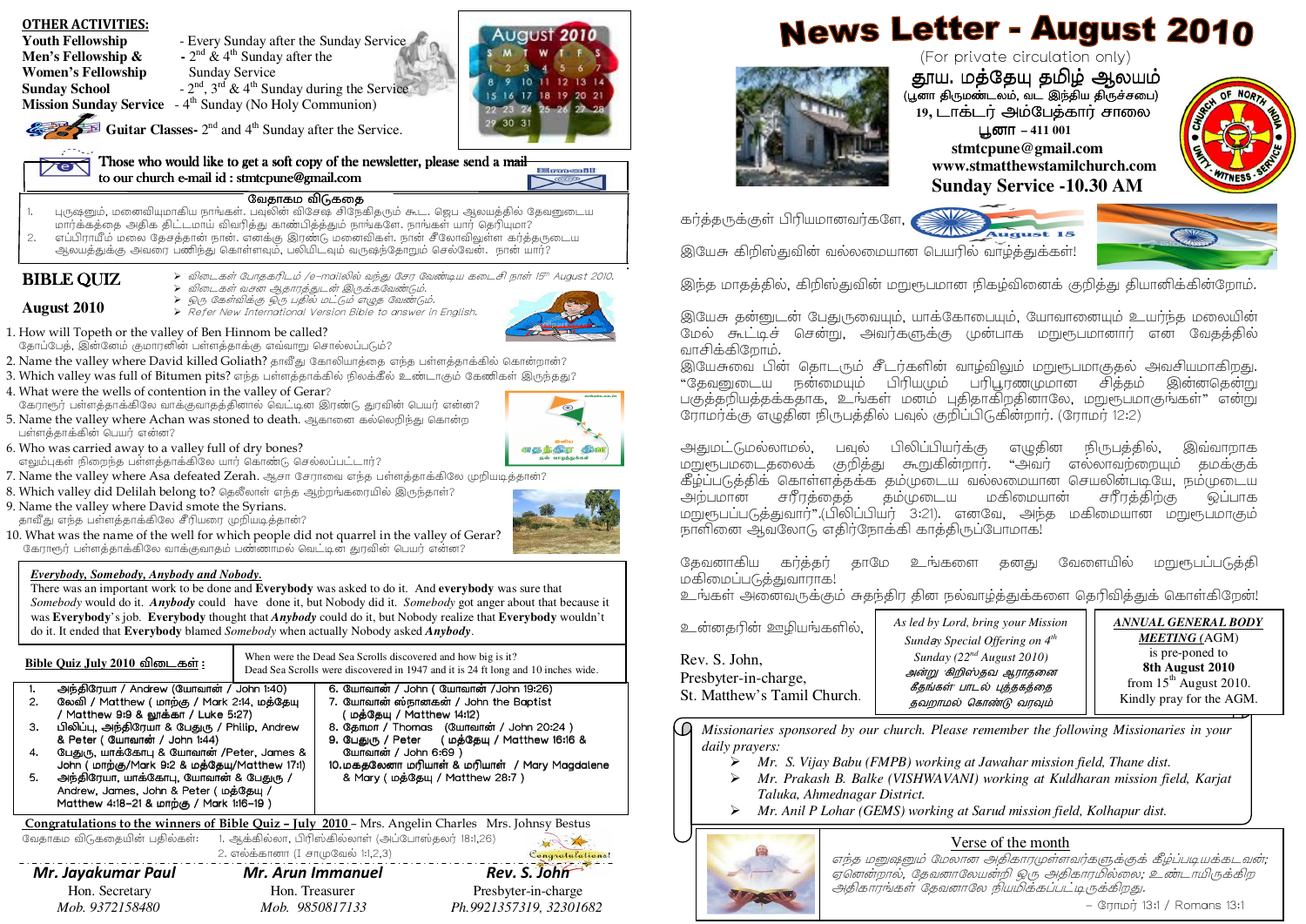# News Letter - August 2010

(For private circulation only)

**தூய. மத்தேயு தமிழ் ஆலயம்**

(பூனா திருமண்டலம், வட இந்திய திருச்சபை)

19, டாக்டர் அம்பேத்கார் சாலை

பூனா – 411 001

stmtcpune@gmail.com

www.stmatthewstamilchurch.com

**Sunday Service -10.30 AM**

கர்த்தருக்குள் பிரியமானவர்களே,

August 15

இயேசு கிறிஸ்துவின் வல்லமையான பெயரில் வாழ்த்துக்கள்!

இந்த மாதத்தில், கிறிஸ்துவின் மறுரூபமான நிகழ்வினைக் குறித்து தியானிக்கின்றோம்.

இயேசு தன்னுடன் பேதுருவையும், யாக்கோபையும், யோவானையும் உயர்ந்த மலையின் மேல் கூட்டிச் சென்று, அவர்களுக்கு முன்பாக மறுரூபமானார் என வேதத்தில் வாசிக்கிறோம்.

இயேசுவை பின் தொடரும் சீடர்களின் வாழ்விலும் மறுரூபமாகுதல் அவசியமாகிறது. "தேவனுடைய நன்மையும் பிரியமும் பரிபூரணமுமான சித்தம் இன்னதென்று பகுத்தறியத்தக்கதாக, உங்கள் மனம் புதிதாகிறதினாலே, மறுரூபமாகுங்கள்" என்று ரோமர்க்கு எழுதின நிருபத்தில் பவுல் குறிப்பிடுகின்றார். (ரோமர் 12:2)

அதுமட்டுமல்லாமல், பவுல் பிலிப்பியர்க்கு எழுதின நிருபத்தில், இவ்வாறாக மறுரூபமடைதலைக் குறித்து கூறுகின்றார். "அவர் எல்லாவற்றையும் தமக்குக் கீழ்ப்படுத்திக் கொள்ளத்தக்க தம்முடைய வல்லமையான செயலின்படியே, நம்முடைய அற்பமான சரீரத்தைத் தம்முடைய மகிமையான சரீரத்திற்கு ஒப்பாக மறுரூபப்படுத்துவார்".(பிலிப்பியர் 3:21). எனவே, அந்த மகிமையான மறுரூபமாகும் நாளினை ஆவலோடு எதிர்நோக்கி காத்திருப்போமாக!

தேவனாகிய கர்த்தர் தாமே உங்களை தனது வேளையில் மறுரூபப்படுத்தி மகிமைப்படுத்துவாராக!

உங்கள் அனைவருக்கும் சுதந்திர தின நல்வாழ்த்துக்களை தெரிவித்துக் கொள்கிறேன்!

உன்னதரின் ஊழியங்களில்,

Rev. S. John,
Presbyter-in-charge,
St. Matthew's Tamil Church.

*As led by Lord, bring your Mission Sunday Special Offering on 4th Sunday (22nd August 2010)*
*அன்று கிறிஸ்தவ ஆராதனை கீதங்கள் பாடல் புத்தகத்தை தவறாமல் கொண்டு வரவும்*

***ANNUAL GENERAL BODY MEETING*** (AGM)
is pre-poned to
**8th August 2010**
from 15th August 2010.
Kindly pray for the AGM.

*Missionaries sponsored by our church. Please remember the following Missionaries in your daily prayers:*

- *Mr. S. Vijay Babu (FMPB) working at Jawahar mission field, Thane dist.*
- *Mr. Prakash B. Balke (VISHWAVANI) working at Kuldharan mission field, Karjat Taluka, Ahmednagar District.*
- *Mr. Anil P Lohar (GEMS) working at Sarud mission field, Kolhapur dist.*

## Verse of the month

*எந்த மனுஷனும் மேலான அதிகாரமுள்ளவர்களுக்குக் கீழ்ப்படியக்கடவன்; ஏனென்றால், தேவனாலேயன்றி ஒரு அதிகாரமுமில்லை; உண்டாயிருக்கிற அதிகாரங்கள் தேவனாலே நியமிக்கப்பட்டிருக்கிறது.*

– ரோமர் 13:1 / Romans 13:1

---

## OTHER ACTIVITIES:

| | |
|---|---|
| **Youth Fellowship** | - Every Sunday after the Sunday Service |
| **Men's Fellowship & Women's Fellowship** | - 2nd & 4th Sunday after the Sunday Service |
| **Sunday School** | - 2nd, 3rd & 4th Sunday during the Service |
| **Mission Sunday Service** | - 4th Sunday (No Holy Communion) |

**Guitar Classes-** 2nd and 4th Sunday after the Service.

**Those who would like to get a soft copy of the newsletter, please send a mail to our church e-mail id : stmtcpune@gmail.com**

### வேதாகம விடுகதை

1. புருஷனும், மனைவியுமாகிய நாங்கள். பவுலின் விசேஷ சிநேகிதரும் கூட. ஜெப ஆலயத்தில் தேவனுடைய மார்க்கத்தை அதிக திட்டமாய் விவரித்து காண்பித்தும் நாங்களே. நாங்கள் யார் தெரியுமா?
2. எப்பிராயீம் மலை தேசத்தான் நான். எனக்கு இரண்டு மனைவிகள். நான் சீலோவிலுள்ள கர்த்தருடைய ஆலயத்துக்கு அவரை பணிந்து கொள்ளவும், பலியிடவும் வருஷந்தோறும் செல்வேன். நான் யார்?

## BIBLE QUIZ August 2010

- விடைகள் போதகரிடம் /e-mailலில் வந்து சேர வேண்டிய கடைசி நாள் 15th August 2010.
- விடைகள் வசன ஆதாரத்துடன் இருக்கவேண்டும்.
- ஒரு கேள்விக்கு ஒரு பதில் மட்டும் எழுத வேண்டும்.
- Refer New International Version Bible to answer in English.

1. How will Topeth or the valley of Ben Hinnom be called? தோப்பேத், இன்னோம் குமாரனின் பள்ளத்தாக்கு எவ்வாறு சொல்லப்படும்?
2. Name the valley where David killed Goliath? தாவீது கோலியாத்தை எந்த பள்ளத்தாக்கில் கொன்றான்?
3. Which valley was full of Bitumen pits? எந்த பள்ளத்தாக்கில் நிலக்கீல் உண்டாகும் கேணிகள் இருந்தது?
4. What were the wells of contention in the valley of Gerar? கேராரூர் பள்ளத்தாக்கிலே வாக்குவாதத்தினால் வெட்டின இரண்டு துரவின் பெயர் என்ன?
5. Name the valley where Achan was stoned to death. ஆகானை கல்லெறிந்து கொன்ற பள்ளத்தாக்கின் பெயர் என்ன?
6. Who was carried away to a valley full of dry bones? எலும்புகள் நிறைந்த பள்ளத்தாக்கிலே யார் கொண்டு செல்லப்பட்டார்?
7. Name the valley where Asa defeated Zerah. ஆசா சேராவை எந்த பள்ளத்தாக்கிலே முறியடித்தான்?
8. Which valley did Delilah belong to? தெலீலாள் எந்த ஆற்றங்கரையில் இருந்தாள்?
9. Name the valley where David smote the Syrians. தாவீது எந்த பள்ளத்தாக்கிலே சீரியரை முறியடித்தான்?
10. What was the name of the well for which people did not quarrel in the valley of Gerar? கேராரூர் பள்ளத்தாக்கிலே வாக்குவாதம் பண்ணாமல் வெட்டின துரவின் பெயர் என்ன?

### *Everybody, Somebody, Anybody and Nobody.*

There was an important work to be done and **Everybody** was asked to do it. And **everybody** was sure that *Somebody* would do it. ***Anybody*** could have done it, but Nobody did it. *Somebody* got anger about that because it was **Everybody**'s job. **Everybody** thought that ***Anybody*** could do it, but Nobody realize that **Everybody** wouldn't do it. It ended that **Everybody** blamed *Somebody* when actually Nobody asked ***Anybody***.

### Bible Quiz July 2010 விடைகள் :

When were the Dead Sea Scrolls discovered and how big is it?
Dead Sea Scrolls were discovered in 1947 and it is 24 ft long and 10 inches wide.

1. அந்திரேயா / Andrew (யோவான் / John 1:40)
2. லேவி / Matthew ( மாற்கு / Mark 2:14, மத்தேயு / Matthew 9:9 & லூக்கா / Luke 5:27)
3. பிலிப்பு, அந்திரேயா & பேதுரு / Philip, Andrew & Peter ( யோவான் / John 1:44)
4. பேதுரு, யாக்கோபு & யோவான் /Peter, James & John ( மாற்கு/Mark 9:2 & மத்தேயு/Matthew 17:1)
5. அந்திரேயா, யாக்கோபு, யோவான் & பேதுரு / Andrew, James, John & Peter ( மத்தேயு / Matthew 4:18-21 & மாற்கு / Mark 1:16-19 )
6. யோவான் / John ( யோவான் /John 19:26)
7. யோவான் ஸ்நானகன் / John the Baptist ( மத்தேயு / Matthew 14:12)
8. தோமா / Thomas (யோவான் / John 20:24 )
9. பேதுரு / Peter ( மத்தேயு / Matthew 16:16 & யோவான் / John 6:69 )
10. மகதலேனா மரியாள் & மரியாள் / Mary Magdalene & Mary ( மத்தேயு / Matthew 28:7 )

**Congratulations to the winners of Bible Quiz – July 2010** – Mrs. Angelin Charles Mrs. Johnsy Bestus

வேதாகம விடுகதையின் பதில்கள்: 1. ஆக்கில்லா, பிரிஸ்கில்லாள் (அப்போஸ்தலர் 18:1,26)
2. எல்க்கானா (I சாமுவேல் 1:1,2,3)

Congratulations!

| ***Mr. Jayakumar Paul*** | ***Mr. Arun Immanuel*** | ***Rev. S. John*** |
|---|---|---|
| Hon. Secretary | Hon. Treasurer | Presbyter-in-charge |
| *Mob. 9372158480* | *Mob. 9850817133* | *Ph.9921357319, 32301682* |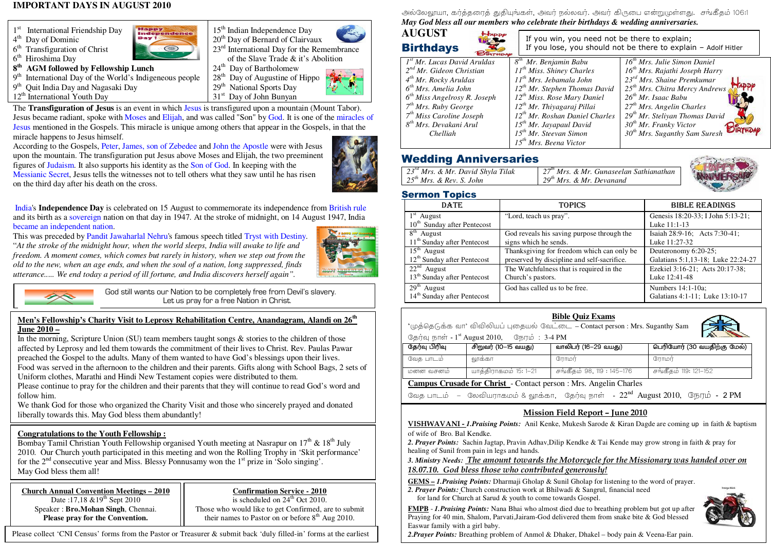# IMPORTANT DAYS IN AUGUST 2010

| | |
|---|---|
| 1st International Friendship Day | 15th Indian Independence Day |
| 4th Day of Dominic | 20th Day of Bernard of Clairvaux |
| 6th Transfiguration of Christ | 23rd International Day for the Remembrance of the Slave Trade & it's Abolition |
| 6th Hiroshima Day | 24th Day of Bartholomew |
| **8th AGM followed by Fellowship Lunch** | 28th Day of Augustine of Hippo |
| 9th International Day of the World's Indigeneous people | 29th National Sports Day |
| 9th Quit India Day and Nagasaki Day | 31st Day of John Bunyan |
| 12th International Youth Day | |

The **Transfiguration of Jesus** is an event in which Jesus is transfigured upon a mountain (Mount Tabor). Jesus became radiant, spoke with Moses and Elijah, and was called "Son" by God. It is one of the miracles of Jesus mentioned in the Gospels. This miracle is unique among others that appear in the Gospels, in that the miracle happens to Jesus himself.

According to the Gospels, Peter, James, son of Zebedee and John the Apostle were with Jesus upon the mountain. The transfiguration put Jesus above Moses and Elijah, the two preeminent figures of Judaism. It also supports his identity as the Son of God. In keeping with the Messianic Secret, Jesus tells the witnesses not to tell others what they saw until he has risen on the third day after his death on the cross.

India's **Independence Day** is celebrated on 15 August to commemorate its independence from British rule and its birth as a sovereign nation on that day in 1947. At the stroke of midnight, on 14 August 1947, India became an independent nation.

This was preceded by Pandit Jawaharlal Nehru's famous speech titled Tryst with Destiny. "*At the stroke of the midnight hour, when the world sleeps, India will awake to life and freedom. A moment comes, which comes but rarely in history, when we step out from the old to the new, when an age ends, and when the soul of a nation, long suppressed, finds utterance..... We end today a period of ill fortune, and India discovers herself again*".

God still wants our Nation to be completely free from Devil's slavery.
Let us pray for a free Nation in Christ.

**Men's Fellowship's Charity Visit to Leprosy Rehabilitation Centre, Anandagram, Alandi on 26th June 2010 –**

In the morning, Scripture Union (SU) team members taught songs & stories to the children of those affected by Leprosy and led them towards the commitment of their lives to Christ. Rev. Paulas Pawar preached the Gospel to the adults. Many of them wanted to have God's blessings upon their lives.
Food was served in the afternoon to the children and their parents. Gifts along with School Bags, 2 sets of Uniform clothes, Marathi and Hindi New Testament copies were distributed to them.
Please continue to pray for the children and their parents that they will continue to read God's word and follow him.
We thank God for those who organized the Charity Visit and those who sincerely prayed and donated liberally towards this. May God bless them abundantly!

**Congratulations to the Youth Fellowship :**

Bombay Tamil Christian Youth Fellowship organised Youth meeting at Nasrapur on 17th & 18th July 2010. Our Church youth participated in this meeting and won the Rolling Trophy in 'Skit performance' for the 2nd consecutive year and Miss. Blessy Ponnusamy won the 1st prize in 'Solo singing'.
May God bless them all!

**Church Annual Convention Meetings – 2010**
Date :17,18 &19th Sept 2010
Speaker : **Bro.Mohan Singh**, Chennai.
**Please pray for the Convention.**

**Confirmation Service - 2010**
is scheduled on 24th Oct 2010.
Those who would like to get Confirmed, are to submit their names to Pastor on or before 8th Aug 2010.

Please collect 'CNI Census' forms from the Pastor or Treasurer & submit back 'duly filled-in' forms at the earliest

அல்லேலூயா, கர்த்தரைத் துதியுங்கள், அவர் நல்லவர். அவர் கிருபை என்றுமுள்ளது. சங்கீதம் 106:1

***May God bless all our members who celebrate their birthdays & wedding anniversaries.***

## AUGUST Birthdays

If you win, you need not be there to explain;
If you lose, you should not be there to explain – Adolf Hitler

| | | |
|---|---|---|
| *1st Mr. Lucas David Aruldas* | *8th Mr. Benjamin Babu* | *16th Mrs. Julie Simon Daniel* |
| *2nd Mr. Gideon Christian* | *11th Miss. Shiney Charles* | *16th Mrs. Rajathi Joseph Harry* |
| *4th Mr. Rocky Aruldas* | *11th Mrs. Jebamala John* | *23rd Mrs. Shaine Premkumar* |
| *6th Mrs. Amelia John* | *12th Mr. Stephen Thomas David* | *25th Mrs. Chitra Mercy Andrews* |
| *6th Miss Angelrosy R. Joseph* | *12th Miss. Rose Mary Daniel* | *26th Mr. Isaac Babu* |
| *7th Mrs. Ruby George* | *12th Mr. Thiyagaraj Pillai* | *27th Mrs. Angelin Charles* |
| *7th Miss Caroline Joseph* | *12th Mr. Roshan Daniel Charles* | *29th Mr. Steliyan Thomas David* |
| *8th Mrs. Devakani Arul Chelliah* | *15th Mr. Jayapaul David* | *30th Mr. Franky Victor* |
| | *15th Mr. Steevan Simon* | *30th Mrs. Suganthy Sam Suresh* |
| | *15th Mrs. Beena Victor* | |

## Wedding Anniversaries

| | |
|---|---|
| *23rd Mrs. & Mr. David Shyla Tilak* | *27th Mrs. & Mr. Gunaseelan Sathianathan* |
| *25th Mrs. & Rev. S. John* | *29th Mrs. & Mr. Devanand* |

## Sermon Topics

| DATE | TOPICS | BIBLE READINGS |
|---|---|---|
| 1st August<br>10th Sunday after Pentecost | "Lord, teach us pray". | Genesis 18:20-33; I John 5:13-21; Luke 11:1-13 |
| 8th August<br>11th Sunday after Pentecost | God reveals his saving purpose through the signs which he sends. | Isaiah 28:9-16; Acts 7:30-41; Luke 11:27-32 |
| 15th August<br>12th Sunday after Pentecost | Thanksgiving for freedom which can only be preserved by discipline and self-sacrifice. | Deuteronomy 6:20-25; Galatians 5:1,13-18; Luke 22:24-27 |
| 22nd August<br>13th Sunday after Pentecost | The Watchfulness that is required in the Church's pastors. | Ezekiel 3:16-21; Acts 20:17-38; Luke 12:41-48 |
| 29th August<br>14th Sunday after Pentecost | God has called us to be free. | Numbers 14:1-10a; Galatians 4:1-11; Luke 13:10-17 |

**Bible Quiz Exams**

'முத்தெடுக்க வா' விவிலியப் புதையல் வேட்டை – Contact person : Mrs. Suganthy Sam

தேர்வு நாள் - 1st August 2010, நேரம் : 3-4 PM

| தேர்வு பிரிவு | சிறுவர் (10–15 வயது) | வாலிபர் (16–29 வயது) | பெரியோர் (30 வயதிற்கு மேல்) |
|---|---|---|---|
| வேத பாடம் | லூக்கா | ரோமர் | ரோமர் |
| மனன வசனம் | யாத்திராகமம் 15: 1–21 | சங்கீதம் 98, 119 : 145–176 | சங்கீதம் 119: 121–152 |

**Campus Crusade for Christ** - Contact person : Mrs. Angelin Charles

வேத பாடம் – லேவியராகமம் & லூக்கா, தேர்வு நாள் - 22nd August 2010, நேரம் - 2 PM

**Mission Field Report – June 2010**

**VISHWAVANI - *1.Praising Points:*** Anil Kenke, Mukesh Sarode & Kiran Dagde are coming up in faith & baptism of wife of Bro. Bal Kendke.

***2. Prayer Points:*** Sachin Jagtap, Pravin Adhav,Dilip Kendke & Tai Kende may grow strong in faith & pray for healing of Sunil from pain in legs and hands.

***3. Ministry Needs: The amount towards the Motorcycle for the Missionary was handed over on 18.07.10. God bless those who contributed generously!***

**GEMS – *1.Praising Points:*** Dharmaji Gholap & Sunil Gholap for listening to the word of prayer.

***2. Prayer Points:*** Church construction work at Bhilwadi & Sangrul, financial need for land for Church at Sarud & youth to come towards Gospel.

**FMPB** - ***1.Praising Points:*** Nana Bhai who almost died due to breathing problem but got up after Praying for 40 min, Shalom, Parvati,Jairam-God delivered them from snake bite & God blessed Easwar family with a girl baby.

***2.Prayer Points:*** Breathing problem of Anmol & Dhaker, Dhakel – body pain & Veena-Ear pain.